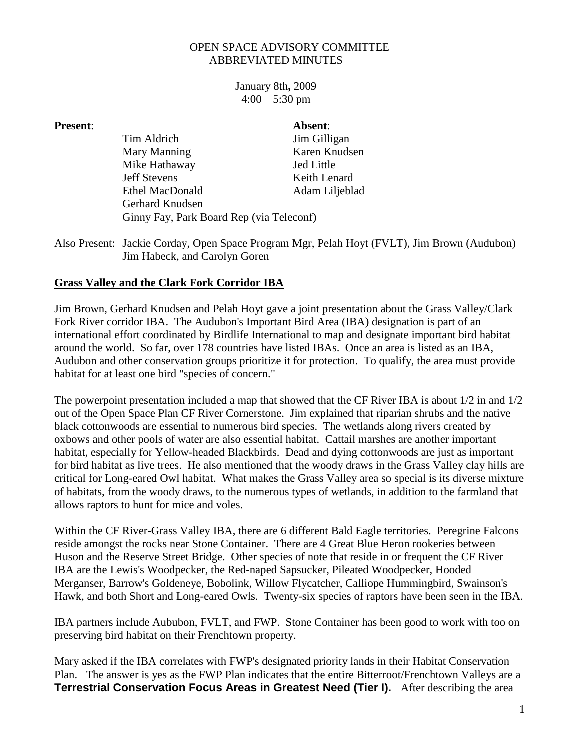OPEN SPACE ADVISORY COMMITTEE
ABBREVIATED MINUTES

January 8th**,** 2009
4:00 – 5:30 pm

| **Present**: | **Absent**: |
| --- | --- |
| Tim Aldrich | Jim Gilligan |
| Mary Manning | Karen Knudsen |
| Mike Hathaway | Jed Little |
| Jeff Stevens | Keith Lenard |
| Ethel MacDonald | Adam Liljeblad |
| Gerhard Knudsen | |
| Ginny Fay, Park Board Rep (via Teleconf) | |

Also Present: Jackie Corday, Open Space Program Mgr, Pelah Hoyt (FVLT), Jim Brown (Audubon) Jim Habeck, and Carolyn Goren

## Grass Valley and the Clark Fork Corridor IBA

Jim Brown, Gerhard Knudsen and Pelah Hoyt gave a joint presentation about the Grass Valley/Clark Fork River corridor IBA. The Audubon's Important Bird Area (IBA) designation is part of an international effort coordinated by Birdlife International to map and designate important bird habitat around the world. So far, over 178 countries have listed IBAs. Once an area is listed as an IBA, Audubon and other conservation groups prioritize it for protection. To qualify, the area must provide habitat for at least one bird "species of concern."

The powerpoint presentation included a map that showed that the CF River IBA is about 1/2 in and 1/2 out of the Open Space Plan CF River Cornerstone. Jim explained that riparian shrubs and the native black cottonwoods are essential to numerous bird species. The wetlands along rivers created by oxbows and other pools of water are also essential habitat. Cattail marshes are another important habitat, especially for Yellow-headed Blackbirds. Dead and dying cottonwoods are just as important for bird habitat as live trees. He also mentioned that the woody draws in the Grass Valley clay hills are critical for Long-eared Owl habitat. What makes the Grass Valley area so special is its diverse mixture of habitats, from the woody draws, to the numerous types of wetlands, in addition to the farmland that allows raptors to hunt for mice and voles.

Within the CF River-Grass Valley IBA, there are 6 different Bald Eagle territories. Peregrine Falcons reside amongst the rocks near Stone Container. There are 4 Great Blue Heron rookeries between Huson and the Reserve Street Bridge. Other species of note that reside in or frequent the CF River IBA are the Lewis's Woodpecker, the Red-naped Sapsucker, Pileated Woodpecker, Hooded Merganser, Barrow's Goldeneye, Bobolink, Willow Flycatcher, Calliope Hummingbird, Swainson's Hawk, and both Short and Long-eared Owls. Twenty-six species of raptors have been seen in the IBA.

IBA partners include Aububon, FVLT, and FWP. Stone Container has been good to work with too on preserving bird habitat on their Frenchtown property.

Mary asked if the IBA correlates with FWP's designated priority lands in their Habitat Conservation Plan. The answer is yes as the FWP Plan indicates that the entire Bitterroot/Frenchtown Valleys are a **Terrestrial Conservation Focus Areas in Greatest Need (Tier I).** After describing the area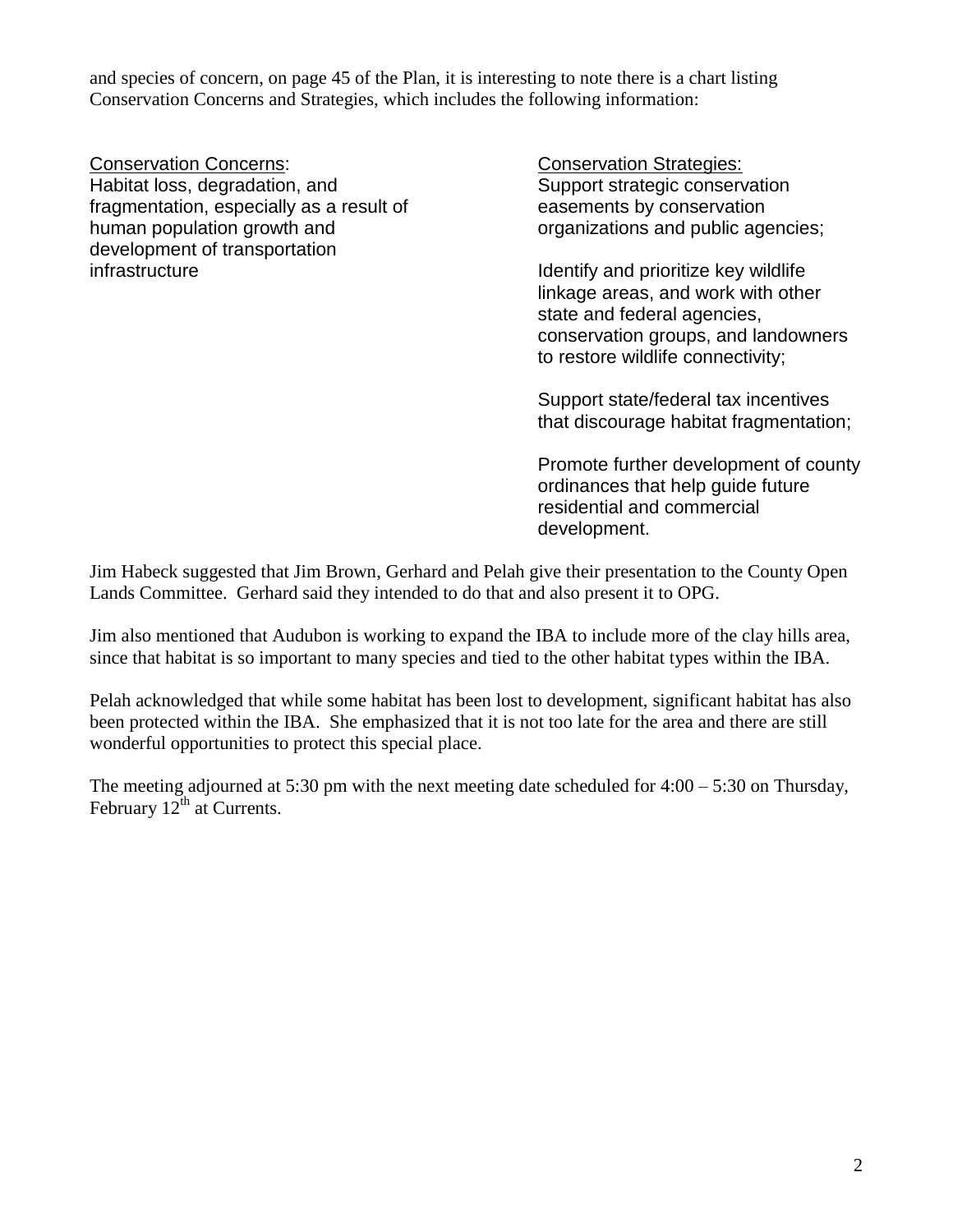and species of concern, on page 45 of the Plan, it is interesting to note there is a chart listing Conservation Concerns and Strategies, which includes the following information:

| Conservation Concerns: | Conservation Strategies: |
| --- | --- |
| Habitat loss, degradation, and fragmentation, especially as a result of human population growth and development of transportation infrastructure | Support strategic conservation easements by conservation organizations and public agencies; |
| | Identify and prioritize key wildlife linkage areas, and work with other state and federal agencies, conservation groups, and landowners to restore wildlife connectivity; |
| | Support state/federal tax incentives that discourage habitat fragmentation; |
| | Promote further development of county ordinances that help guide future residential and commercial development. |

Jim Habeck suggested that Jim Brown, Gerhard and Pelah give their presentation to the County Open Lands Committee. Gerhard said they intended to do that and also present it to OPG.

Jim also mentioned that Audubon is working to expand the IBA to include more of the clay hills area, since that habitat is so important to many species and tied to the other habitat types within the IBA.

Pelah acknowledged that while some habitat has been lost to development, significant habitat has also been protected within the IBA. She emphasized that it is not too late for the area and there are still wonderful opportunities to protect this special place.

The meeting adjourned at 5:30 pm with the next meeting date scheduled for 4:00 – 5:30 on Thursday, February 12th at Currents.